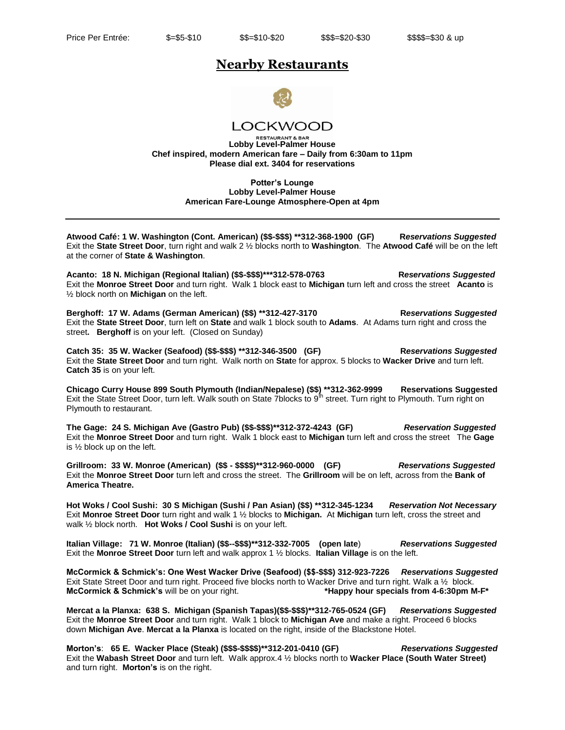Price Per Entrée: $=$5-$10 $$=$10-$20 $$$=$20-$30 $$$$=$30 & up

# Nearby Restaurants

LOCKWOOD

RESTAURANT & BAR

**Lobby Level-Palmer House**
**Chef inspired, modern American fare – Daily from 6:30am to 11pm**
**Please dial ext. 3404 for reservations**

**Potter's Lounge**
**Lobby Level-Palmer House**
**American Fare-Lounge Atmosphere-Open at 4pm**

---

**Atwood Café: 1 W. Washington (Cont. American) ($$-$$$) **312-368-1900 (GF)** ***Reservations Suggested***
Exit the **State Street Door**, turn right and walk 2 ½ blocks north to **Washington**. The **Atwood Café** will be on the left at the corner of **State & Washington**.

**Acanto: 18 N. Michigan (Regional Italian) ($$-$$$)***312-578-0763** ***Reservations Suggested***
Exit the **Monroe Street Door** and turn right. Walk 1 block east to **Michigan** turn left and cross the street **Acanto** is ½ block north on **Michigan** on the left.

**Berghoff: 17 W. Adams (German American) ($$) **312-427-3170** ***Reservations Suggested***
Exit the **State Street Door**, turn left on **State** and walk 1 block south to **Adams**. At Adams turn right and cross the street**. Berghoff** is on your left. (Closed on Sunday)

**Catch 35: 35 W. Wacker (Seafood) ($$-$$$) **312-346-3500 (GF)** ***Reservations Suggested***
Exit the **State Street Door** and turn right. Walk north on **State** for approx. 5 blocks to **Wacker Drive** and turn left. **Catch 35** is on your left.

**Chicago Curry House 899 South Plymouth (Indian/Nepalese) ($$) **312-362-9999 Reservations Suggested**
Exit the State Street Door, turn left. Walk south on State 7blocks to 9th street. Turn right to Plymouth. Turn right on Plymouth to restaurant.

**The Gage: 24 S. Michigan Ave (Gastro Pub) ($$-$$$)**312-372-4243 (GF)** ***Reservation Suggested***
Exit the **Monroe Street Door** and turn right. Walk 1 block east to **Michigan** turn left and cross the street The **Gage** is ½ block up on the left.

**Grillroom: 33 W. Monroe (American) ($$ - $$$$)**312-960-0000 (GF)** ***Reservations Suggested***
Exit the **Monroe Street Door** turn left and cross the street. The **Grillroom** will be on left, across from the **Bank of America Theatre.**

**Hot Woks / Cool Sushi: 30 S Michigan (Sushi / Pan Asian) ($$) **312-345-1234** ***Reservation Not Necessary***
Exit **Monroe Street Door** turn right and walk 1 ½ blocks to **Michigan.** At **Michigan** turn left, cross the street and walk ½ block north. **Hot Woks / Cool Sushi** is on your left.

**Italian Village: 71 W. Monroe (Italian) ($$--$$$)**312-332-7005 (open late)** ***Reservations Suggested***
Exit the **Monroe Street Door** turn left and walk approx 1 ½ blocks. **Italian Village** is on the left.

**McCormick & Schmick's: One West Wacker Drive (Seafood) ($$-$$$) 312-923-7226** ***Reservations Suggested***
Exit State Street Door and turn right. Proceed five blocks north to Wacker Drive and turn right. Walk a ½ block. **McCormick & Schmick's** will be on your right. ***Happy hour specials from 4-6:30pm M-F***

**Mercat a la Planxa: 638 S. Michigan (Spanish Tapas)($$-$$$)**312-765-0524 (GF)** ***Reservations Suggested***
Exit the **Monroe Street Door** and turn right. Walk 1 block to **Michigan Ave** and make a right. Proceed 6 blocks down **Michigan Ave**. **Mercat a la Planxa** is located on the right, inside of the Blackstone Hotel.

**Morton's: 65 E. Wacker Place (Steak) ($$$-$$$$)**312-201-0410 (GF)** ***Reservations Suggested***
Exit the **Wabash Street Door** and turn left. Walk approx.4 ½ blocks north to **Wacker Place (South Water Street)** and turn right. **Morton's** is on the right.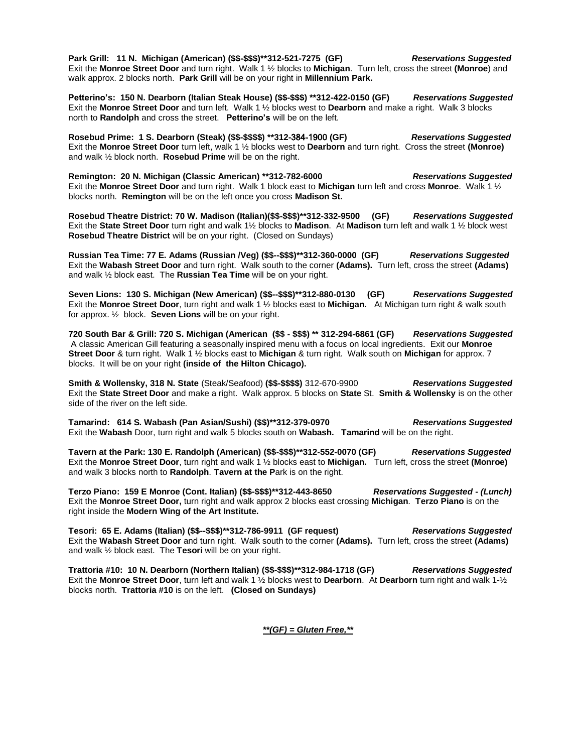**Park Grill: 11 N. Michigan (American) ($$-$$$)**312-521-7275 (GF)** ***Reservations Suggested***
Exit the **Monroe Street Door** and turn right. Walk 1 ½ blocks to **Michigan**. Turn left, cross the street **(Monroe**) and walk approx. 2 blocks north. **Park Grill** will be on your right in **Millennium Park.**

**Petterino's: 150 N. Dearborn (Italian Steak House) ($$-$$$) **312-422-0150 (GF)** ***Reservations Suggested***
Exit the **Monroe Street Door** and turn left. Walk 1 ½ blocks west to **Dearborn** and make a right. Walk 3 blocks north to **Randolph** and cross the street. **Petterino's** will be on the left.

**Rosebud Prime: 1 S. Dearborn (Steak) ($$-$$$$) **312-384-1900 (GF)** ***Reservations Suggested***
Exit the **Monroe Street Door** turn left, walk 1 ½ blocks west to **Dearborn** and turn right. Cross the street **(Monroe)** and walk ½ block north. **Rosebud Prime** will be on the right.

**Remington: 20 N. Michigan (Classic American) **312-782-6000** ***Reservations Suggested***
Exit the **Monroe Street Door** and turn right. Walk 1 block east to **Michigan** turn left and cross **Monroe**. Walk 1 ½ blocks north. **Remington** will be on the left once you cross **Madison St.**

**Rosebud Theatre District: 70 W. Madison (Italian)($$-$$$)**312-332-9500 (GF)** ***Reservations Suggested***
Exit the **State Street Door** turn right and walk 1½ blocks to **Madison**. At **Madison** turn left and walk 1 ½ block west **Rosebud Theatre District** will be on your right. (Closed on Sundays)

**Russian Tea Time: 77 E. Adams (Russian /Veg) ($$--$$$)**312-360-0000 (GF)** ***Reservations Suggested***
Exit the **Wabash Street Door** and turn right. Walk south to the corner **(Adams).** Turn left, cross the street **(Adams)** and walk ½ block east. The **Russian Tea Time** will be on your right.

**Seven Lions: 130 S. Michigan (New American) ($$--$$$)**312-880-0130 (GF)** ***Reservations Suggested***
Exit the **Monroe Street Door**, turn right and walk 1 ½ blocks east to **Michigan.** At Michigan turn right & walk south for approx. ½ block. **Seven Lions** will be on your right.

**720 South Bar & Grill: 720 S. Michigan (American ($$ - $$$) ** 312-294-6861 (GF)** ***Reservations Suggested***
A classic American Gill featuring a seasonally inspired menu with a focus on local ingredients. Exit our **Monroe Street Door** & turn right. Walk 1 ½ blocks east to **Michigan** & turn right. Walk south on **Michigan** for approx. 7 blocks. It will be on your right **(inside of the Hilton Chicago).**

**Smith & Wollensky, 318 N. State** (Steak/Seafood) **($$-$$$$)** 312-670-9900 ***Reservations Suggested***
Exit the **State Street Door** and make a right. Walk approx. 5 blocks on **State** St. **Smith & Wollensky** is on the other side of the river on the left side.

**Tamarind: 614 S. Wabash (Pan Asian/Sushi) ($$)**312-379-0970** ***Reservations Suggested***
Exit the **Wabash** Door, turn right and walk 5 blocks south on **Wabash. Tamarind** will be on the right.

**Tavern at the Park: 130 E. Randolph (American) ($$-$$$)**312-552-0070 (GF)** ***Reservations Suggested***
Exit the **Monroe Street Door**, turn right and walk 1 ½ blocks east to **Michigan.** Turn left, cross the street **(Monroe)** and walk 3 blocks north to **Randolph**. **Tavern at the P**ark is on the right.

**Terzo Piano: 159 E Monroe (Cont. Italian) ($$-$$$)**312-443-8650** ***Reservations Suggested - (Lunch)***
Exit the **Monroe Street Door,** turn right and walk approx 2 blocks east crossing **Michigan**. **Terzo Piano** is on the right inside the **Modern Wing of the Art Institute.**

**Tesori: 65 E. Adams (Italian) ($$--$$$)**312-786-9911 (GF request)** ***Reservations Suggested***
Exit the **Wabash Street Door** and turn right. Walk south to the corner **(Adams).** Turn left, cross the street **(Adams)** and walk ½ block east. The **Tesori** will be on your right.

**Trattoria #10: 10 N. Dearborn (Northern Italian) ($$-$$$)**312-984-1718 (GF)** ***Reservations Suggested***
Exit the **Monroe Street Door**, turn left and walk 1 ½ blocks west to **Dearborn**. At **Dearborn** turn right and walk 1-½ blocks north. **Trattoria #10** is on the left. **(Closed on Sundays)**

***<u>**(GF) = Gluten Free,**</u>***